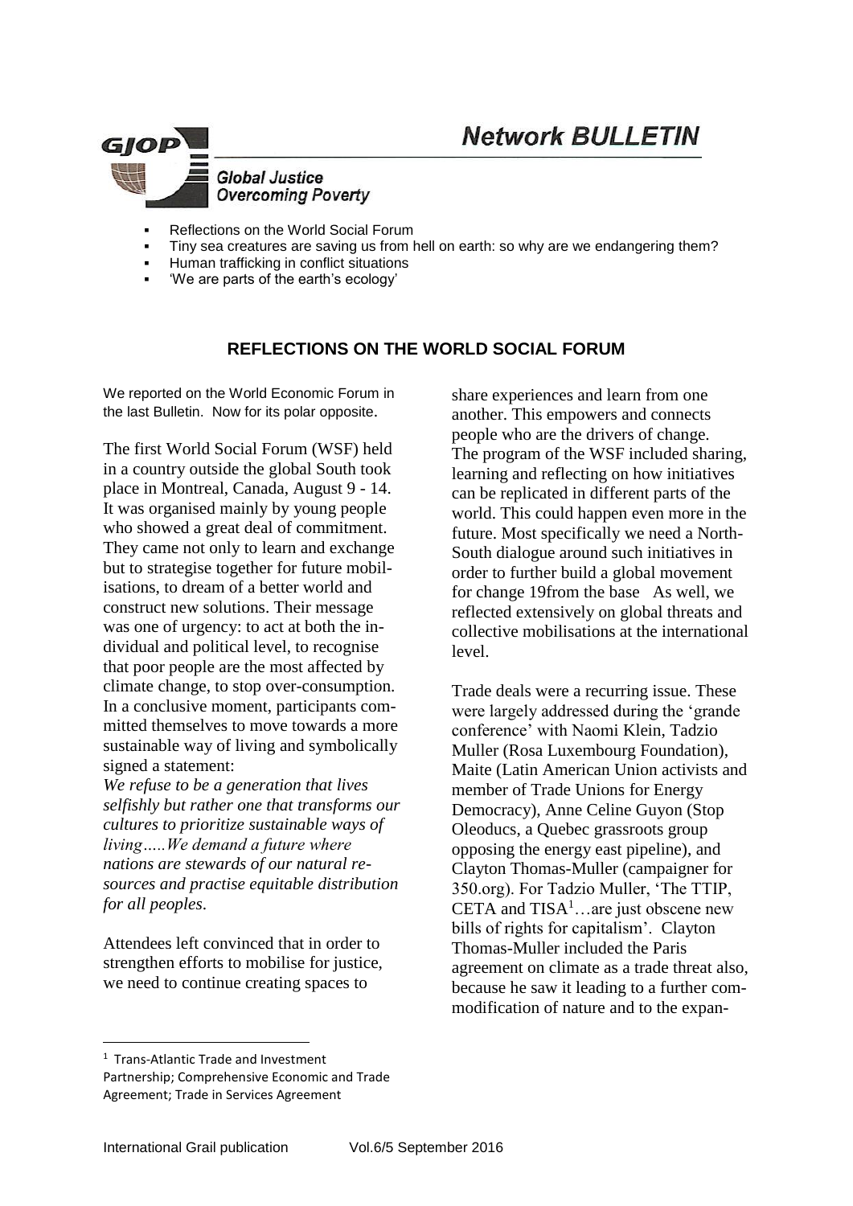# Network BULLETIN

**GJOP**

*Global Justice Overcoming Poverty*

- Reflections on the World Social Forum
- Tiny sea creatures are saving us from hell on earth: so why are we endangering them?
- Human trafficking in conflict situations
- 'We are parts of the earth's ecology'

## REFLECTIONS ON THE WORLD SOCIAL FORUM

We reported on the World Economic Forum in the last Bulletin. Now for its polar opposite.

The first World Social Forum (WSF) held in a country outside the global South took place in Montreal, Canada, August 9 - 14. It was organised mainly by young people who showed a great deal of commitment. They came not only to learn and exchange but to strategise together for future mobilisations, to dream of a better world and construct new solutions. Their message was one of urgency: to act at both the individual and political level, to recognise that poor people are the most affected by climate change, to stop over-consumption. In a conclusive moment, participants committed themselves to move towards a more sustainable way of living and symbolically signed a statement:

*We refuse to be a generation that lives selfishly but rather one that transforms our cultures to prioritize sustainable ways of living…..We demand a future where nations are stewards of our natural resources and practise equitable distribution for all peoples.*

Attendees left convinced that in order to strengthen efforts to mobilise for justice, we need to continue creating spaces to share experiences and learn from one another. This empowers and connects people who are the drivers of change. The program of the WSF included sharing, learning and reflecting on how initiatives can be replicated in different parts of the world. This could happen even more in the future. Most specifically we need a North-South dialogue around such initiatives in order to further build a global movement for change 19from the base As well, we reflected extensively on global threats and collective mobilisations at the international level.

Trade deals were a recurring issue. These were largely addressed during the 'grande conference' with Naomi Klein, Tadzio Muller (Rosa Luxembourg Foundation), Maite (Latin American Union activists and member of Trade Unions for Energy Democracy), Anne Celine Guyon (Stop Oleoducs, a Quebec grassroots group opposing the energy east pipeline), and Clayton Thomas-Muller (campaigner for 350.org). For Tadzio Muller, 'The TTIP, CETA and TISA[1]…are just obscene new bills of rights for capitalism'. Clayton Thomas-Muller included the Paris agreement on climate as a trade threat also, because he saw it leading to a further commodification of nature and to the expan-

[1] Trans-Atlantic Trade and Investment Partnership; Comprehensive Economic and Trade Agreement; Trade in Services Agreement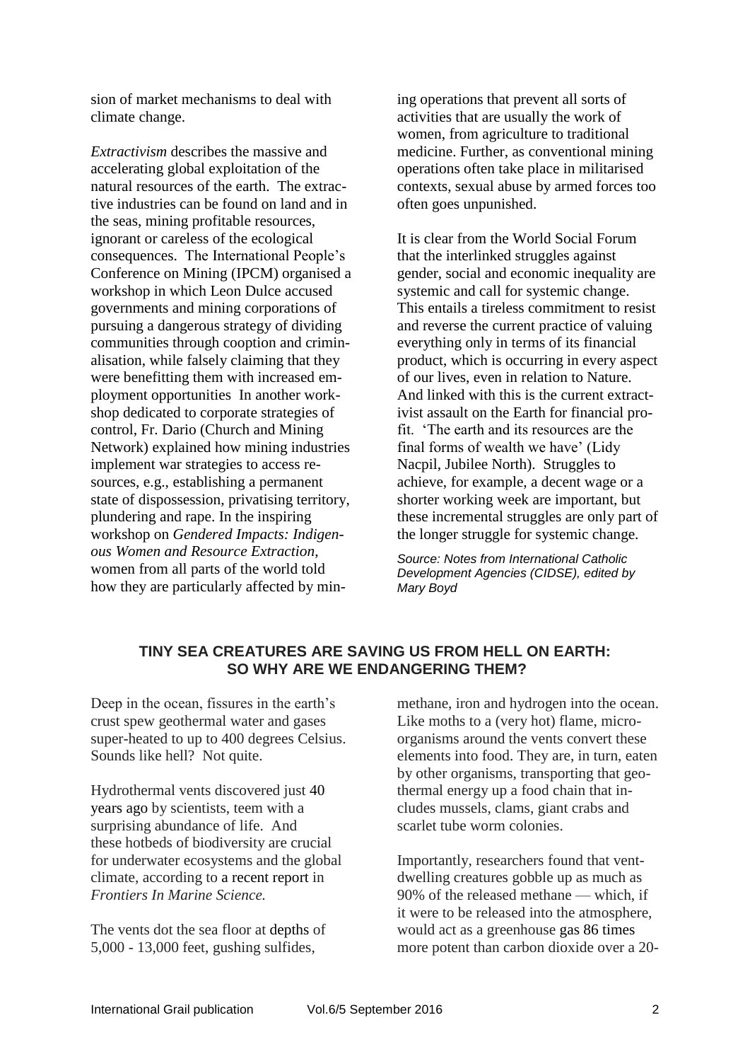sion of market mechanisms to deal with climate change.

*Extractivism* describes the massive and accelerating global exploitation of the natural resources of the earth. The extractive industries can be found on land and in the seas, mining profitable resources, ignorant or careless of the ecological consequences. The International People's Conference on Mining (IPCM) organised a workshop in which Leon Dulce accused governments and mining corporations of pursuing a dangerous strategy of dividing communities through cooption and criminalisation, while falsely claiming that they were benefitting them with increased employment opportunities In another workshop dedicated to corporate strategies of control, Fr. Dario (Church and Mining Network) explained how mining industries implement war strategies to access resources, e.g., establishing a permanent state of dispossession, privatising territory, plundering and rape. In the inspiring workshop on *Gendered Impacts: Indigenous Women and Resource Extraction*, women from all parts of the world told how they are particularly affected by mining operations that prevent all sorts of activities that are usually the work of women, from agriculture to traditional medicine. Further, as conventional mining operations often take place in militarised contexts, sexual abuse by armed forces too often goes unpunished.

It is clear from the World Social Forum that the interlinked struggles against gender, social and economic inequality are systemic and call for systemic change. This entails a tireless commitment to resist and reverse the current practice of valuing everything only in terms of its financial product, which is occurring in every aspect of our lives, even in relation to Nature. And linked with this is the current extractivist assault on the Earth for financial profit. 'The earth and its resources are the final forms of wealth we have' (Lidy Nacpil, Jubilee North). Struggles to achieve, for example, a decent wage or a shorter working week are important, but these incremental struggles are only part of the longer struggle for systemic change.

*Source: Notes from International Catholic Development Agencies (CIDSE), edited by Mary Boyd*

## TINY SEA CREATURES ARE SAVING US FROM HELL ON EARTH: SO WHY ARE WE ENDANGERING THEM?

Deep in the ocean, fissures in the earth's crust spew geothermal water and gases super-heated to up to 400 degrees Celsius. Sounds like hell? Not quite.

Hydrothermal vents discovered just 40 years ago by scientists, teem with a surprising abundance of life. And these hotbeds of biodiversity are crucial for underwater ecosystems and the global climate, according to a recent report in *Frontiers In Marine Science.*

The vents dot the sea floor at depths of 5,000 - 13,000 feet, gushing sulfides, methane, iron and hydrogen into the ocean. Like moths to a (very hot) flame, microorganisms around the vents convert these elements into food. They are, in turn, eaten by other organisms, transporting that geothermal energy up a food chain that includes mussels, clams, giant crabs and scarlet tube worm colonies.

Importantly, researchers found that vent-dwelling creatures gobble up as much as 90% of the released methane — which, if it were to be released into the atmosphere, would act as a greenhouse gas 86 times more potent than carbon dioxide over a 20-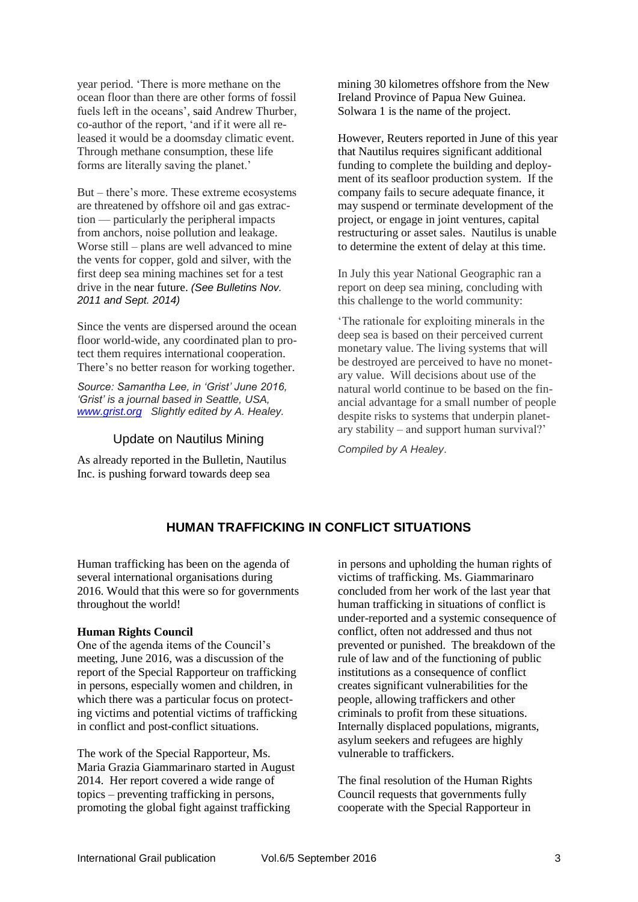year period. 'There is more methane on the ocean floor than there are other forms of fossil fuels left in the oceans', said Andrew Thurber, co-author of the report, 'and if it were all released it would be a doomsday climatic event. Through methane consumption, these life forms are literally saving the planet.'

But – there's more. These extreme ecosystems are threatened by offshore oil and gas extraction — particularly the peripheral impacts from anchors, noise pollution and leakage. Worse still – plans are well advanced to mine the vents for copper, gold and silver, with the first deep sea mining machines set for a test drive in the near future. *(See Bulletins Nov. 2011 and Sept. 2014)*

Since the vents are dispersed around the ocean floor world-wide, any coordinated plan to protect them requires international cooperation. There's no better reason for working together.

*Source: Samantha Lee, in 'Grist' June 2016, 'Grist' is a journal based in Seattle, USA, [www.grist.org](http://www.grist.org) Slightly edited by A. Healey.*

### Update on Nautilus Mining

As already reported in the Bulletin, Nautilus Inc. is pushing forward towards deep sea mining 30 kilometres offshore from the New Ireland Province of Papua New Guinea. Solwara 1 is the name of the project.

However, Reuters reported in June of this year that Nautilus requires significant additional funding to complete the building and deployment of its seafloor production system. If the company fails to secure adequate finance, it may suspend or terminate development of the project, or engage in joint ventures, capital restructuring or asset sales. Nautilus is unable to determine the extent of delay at this time.

In July this year National Geographic ran a report on deep sea mining, concluding with this challenge to the world community:

'The rationale for exploiting minerals in the deep sea is based on their perceived current monetary value. The living systems that will be destroyed are perceived to have no monetary value. Will decisions about use of the natural world continue to be based on the financial advantage for a small number of people despite risks to systems that underpin planetary stability – and support human survival?'

*Compiled by A Healey.*

## HUMAN TRAFFICKING IN CONFLICT SITUATIONS

Human trafficking has been on the agenda of several international organisations during 2016. Would that this were so for governments throughout the world!

**Human Rights Council**

One of the agenda items of the Council's meeting, June 2016, was a discussion of the report of the Special Rapporteur on trafficking in persons, especially women and children, in which there was a particular focus on protecting victims and potential victims of trafficking in conflict and post-conflict situations.

The work of the Special Rapporteur, Ms. Maria Grazia Giammarinaro started in August 2014. Her report covered a wide range of topics – preventing trafficking in persons, promoting the global fight against trafficking in persons and upholding the human rights of victims of trafficking. Ms. Giammarinaro concluded from her work of the last year that human trafficking in situations of conflict is under-reported and a systemic consequence of conflict, often not addressed and thus not prevented or punished. The breakdown of the rule of law and of the functioning of public institutions as a consequence of conflict creates significant vulnerabilities for the people, allowing traffickers and other criminals to profit from these situations. Internally displaced populations, migrants, asylum seekers and refugees are highly vulnerable to traffickers.

The final resolution of the Human Rights Council requests that governments fully cooperate with the Special Rapporteur in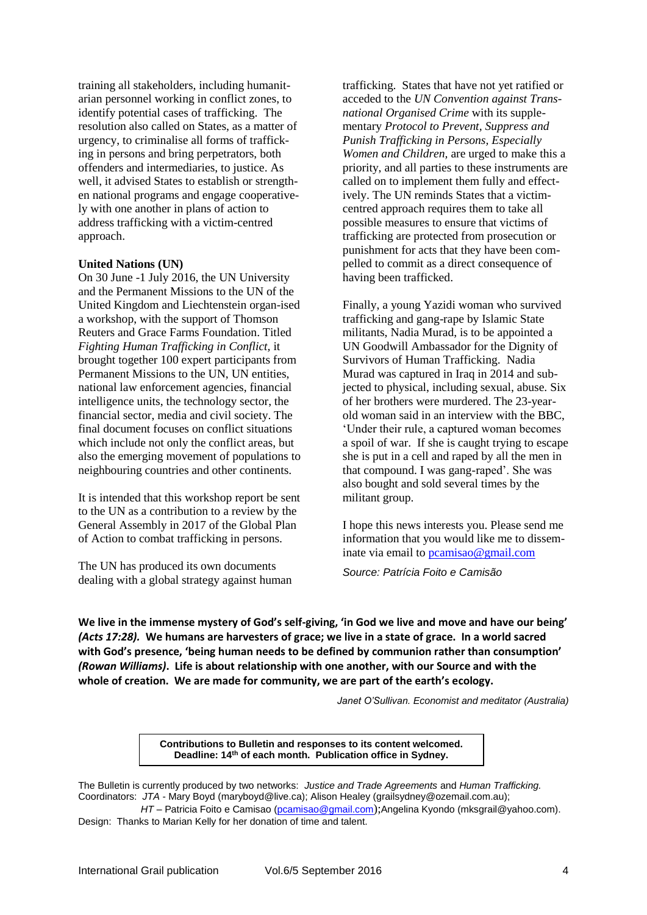training all stakeholders, including humanitarian personnel working in conflict zones, to identify potential cases of trafficking. The resolution also called on States, as a matter of urgency, to criminalise all forms of trafficking in persons and bring perpetrators, both offenders and intermediaries, to justice. As well, it advised States to establish or strengthen national programs and engage cooperatively with one another in plans of action to address trafficking with a victim-centred approach.

**United Nations (UN)**

On 30 June -1 July 2016, the UN University and the Permanent Missions to the UN of the United Kingdom and Liechtenstein organ-ised a workshop, with the support of Thomson Reuters and Grace Farms Foundation. Titled *Fighting Human Trafficking in Conflict*, it brought together 100 expert participants from Permanent Missions to the UN, UN entities, national law enforcement agencies, financial intelligence units, the technology sector, the financial sector, media and civil society. The final document focuses on conflict situations which include not only the conflict areas, but also the emerging movement of populations to neighbouring countries and other continents.

It is intended that this workshop report be sent to the UN as a contribution to a review by the General Assembly in 2017 of the Global Plan of Action to combat trafficking in persons.

The UN has produced its own documents dealing with a global strategy against human trafficking. States that have not yet ratified or acceded to the *UN Convention against Transnational Organised Crime* with its supplementary *Protocol to Prevent, Suppress and Punish Trafficking in Persons, Especially Women and Children*, are urged to make this a priority, and all parties to these instruments are called on to implement them fully and effectively. The UN reminds States that a victim-centred approach requires them to take all possible measures to ensure that victims of trafficking are protected from prosecution or punishment for acts that they have been compelled to commit as a direct consequence of having been trafficked.

Finally, a young Yazidi woman who survived trafficking and gang-rape by Islamic State militants, Nadia Murad, is to be appointed a UN Goodwill Ambassador for the Dignity of Survivors of Human Trafficking. Nadia Murad was captured in Iraq in 2014 and subjected to physical, including sexual, abuse. Six of her brothers were murdered. The 23-year-old woman said in an interview with the BBC, 'Under their rule, a captured woman becomes a spoil of war. If she is caught trying to escape she is put in a cell and raped by all the men in that compound. I was gang-raped'. She was also bought and sold several times by the militant group.

I hope this news interests you. Please send me information that you would like me to disseminate via email to pcamisao@gmail.com

*Source: Patrícia Foito e Camisão*

**We live in the immense mystery of God's self-giving, 'in God we live and move and have our being' *(Acts 17:28)*. We humans are harvesters of grace; we live in a state of grace. In a world sacred with God's presence, 'being human needs to be defined by communion rather than consumption' *(Rowan Williams)*. Life is about relationship with one another, with our Source and with the whole of creation. We are made for community, we are part of the earth's ecology.**

*Janet O'Sullivan. Economist and meditator (Australia)*

**Contributions to Bulletin and responses to its content welcomed.**
**Deadline: 14th of each month. Publication office in Sydney.**

The Bulletin is currently produced by two networks: *Justice and Trade Agreements* and *Human Trafficking.*
Coordinators: *JTA* - Mary Boyd (maryboyd@live.ca); Alison Healey (grailsydney@ozemail.com.au);
*HT* – Patricia Foito e Camisao (pcamisao@gmail.com); Angelina Kyondo (mksgrail@yahoo.com).
Design: Thanks to Marian Kelly for her donation of time and talent.